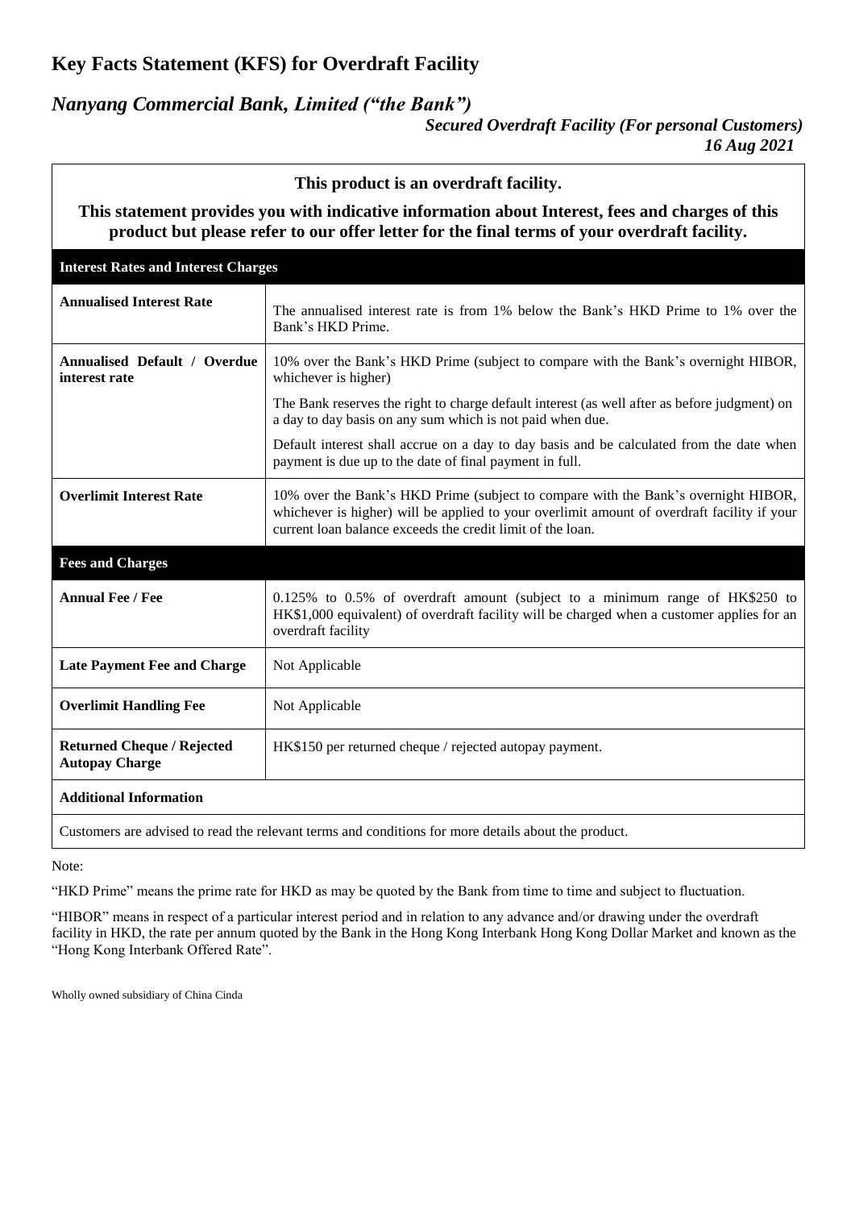# Key Facts Statement (KFS) for Overdraft Facility

## *Nanyang Commercial Bank, Limited ("the Bank")*

***Secured Overdraft Facility (For personal Customers)***
***16 Aug 2021***

**This product is an overdraft facility.**

**This statement provides you with indicative information about Interest, fees and charges of this product but please refer to our offer letter for the final terms of your overdraft facility.**

| **Interest Rates and Interest Charges** | |
|---|---|
| **Annualised Interest Rate** | The annualised interest rate is from 1% below the Bank's HKD Prime to 1% over the Bank's HKD Prime. |
| **Annualised Default / Overdue interest rate** | 10% over the Bank's HKD Prime (subject to compare with the Bank's overnight HIBOR, whichever is higher)<br><br>The Bank reserves the right to charge default interest (as well after as before judgment) on a day to day basis on any sum which is not paid when due.<br><br>Default interest shall accrue on a day to day basis and be calculated from the date when payment is due up to the date of final payment in full. |
| **Overlimit Interest Rate** | 10% over the Bank's HKD Prime (subject to compare with the Bank's overnight HIBOR, whichever is higher) will be applied to your overlimit amount of overdraft facility if your current loan balance exceeds the credit limit of the loan. |
| **Fees and Charges** | |
| **Annual Fee / Fee** | 0.125% to 0.5% of overdraft amount (subject to a minimum range of HK$250 to HK$1,000 equivalent) of overdraft facility will be charged when a customer applies for an overdraft facility |
| **Late Payment Fee and Charge** | Not Applicable |
| **Overlimit Handling Fee** | Not Applicable |
| **Returned Cheque / Rejected Autopay Charge** | HK$150 per returned cheque / rejected autopay payment. |
| **Additional Information** | |
| Customers are advised to read the relevant terms and conditions for more details about the product. | |

Note:

"HKD Prime" means the prime rate for HKD as may be quoted by the Bank from time to time and subject to fluctuation.

"HIBOR" means in respect of a particular interest period and in relation to any advance and/or drawing under the overdraft facility in HKD, the rate per annum quoted by the Bank in the Hong Kong Interbank Hong Kong Dollar Market and known as the "Hong Kong Interbank Offered Rate".

Wholly owned subsidiary of China Cinda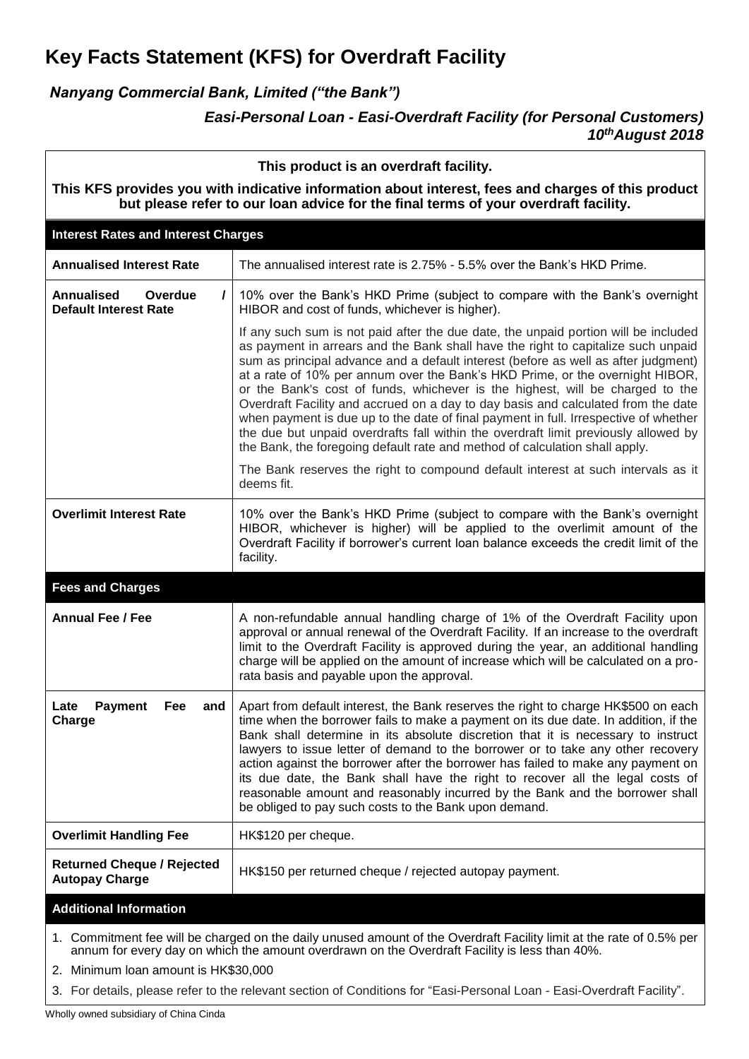# Key Facts Statement (KFS) for Overdraft Facility

***Nanyang Commercial Bank, Limited ("the Bank")***

***Easi-Personal Loan - Easi-Overdraft Facility (for Personal Customers)***
***10th August 2018***

**This product is an overdraft facility.**

**This KFS provides you with indicative information about interest, fees and charges of this product but please refer to our loan advice for the final terms of your overdraft facility.**

| **Interest Rates and Interest Charges** | |
|---|---|
| **Annualised Interest Rate** | The annualised interest rate is 2.75% - 5.5% over the Bank's HKD Prime. |
| **Annualised Overdue / Default Interest Rate** | 10% over the Bank's HKD Prime (subject to compare with the Bank's overnight HIBOR and cost of funds, whichever is higher).<br><br>If any such sum is not paid after the due date, the unpaid portion will be included as payment in arrears and the Bank shall have the right to capitalize such unpaid sum as principal advance and a default interest (before as well as after judgment) at a rate of 10% per annum over the Bank's HKD Prime, or the overnight HIBOR, or the Bank's cost of funds, whichever is the highest, will be charged to the Overdraft Facility and accrued on a day to day basis and calculated from the date when payment is due up to the date of final payment in full. Irrespective of whether the due but unpaid overdrafts fall within the overdraft limit previously allowed by the Bank, the foregoing default rate and method of calculation shall apply.<br><br>The Bank reserves the right to compound default interest at such intervals as it deems fit. |
| **Overlimit Interest Rate** | 10% over the Bank's HKD Prime (subject to compare with the Bank's overnight HIBOR, whichever is higher) will be applied to the overlimit amount of the Overdraft Facility if borrower's current loan balance exceeds the credit limit of the facility. |
| **Fees and Charges** | |
| **Annual Fee / Fee** | A non-refundable annual handling charge of 1% of the Overdraft Facility upon approval or annual renewal of the Overdraft Facility. If an increase to the overdraft limit to the Overdraft Facility is approved during the year, an additional handling charge will be applied on the amount of increase which will be calculated on a pro-rata basis and payable upon the approval. |
| **Late Payment Fee and Charge** | Apart from default interest, the Bank reserves the right to charge HK$500 on each time when the borrower fails to make a payment on its due date. In addition, if the Bank shall determine in its absolute discretion that it is necessary to instruct lawyers to issue letter of demand to the borrower or to take any other recovery action against the borrower after the borrower has failed to make any payment on its due date, the Bank shall have the right to recover all the legal costs of reasonable amount and reasonably incurred by the Bank and the borrower shall be obliged to pay such costs to the Bank upon demand. |
| **Overlimit Handling Fee** | HK$120 per cheque. |
| **Returned Cheque / Rejected Autopay Charge** | HK$150 per returned cheque / rejected autopay payment. |

**Additional Information**

1. Commitment fee will be charged on the daily unused amount of the Overdraft Facility limit at the rate of 0.5% per annum for every day on which the amount overdrawn on the Overdraft Facility is less than 40%.
2. Minimum loan amount is HK$30,000
3. For details, please refer to the relevant section of Conditions for "Easi-Personal Loan - Easi-Overdraft Facility".

Wholly owned subsidiary of China Cinda